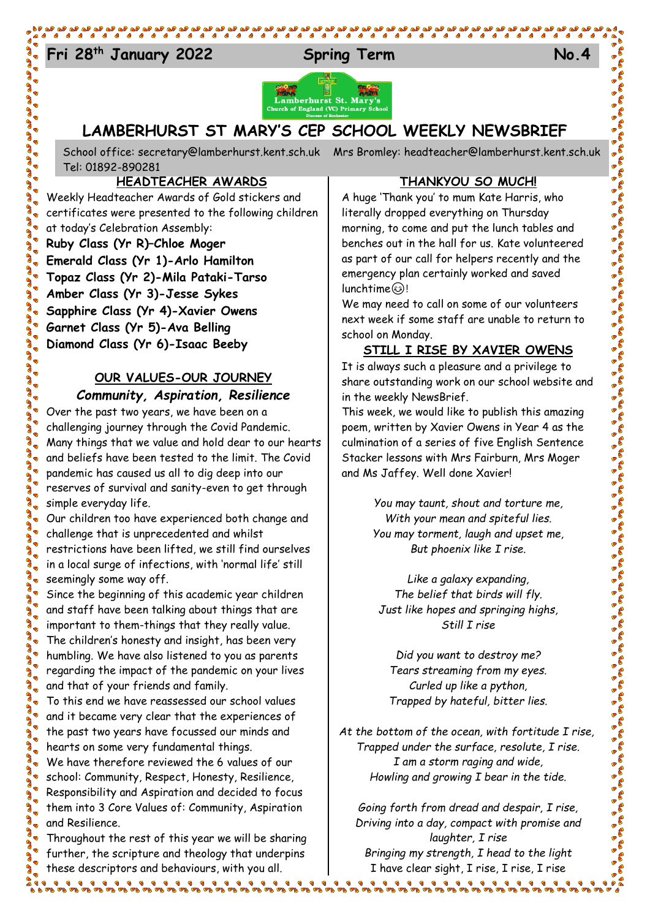**Fri 28th January 2022 Spring Term No.4**

# LAMBERHURST ST MARY'S CEP SCHOOL WEEKLY NEWSBRIEF

School office: secretary@lamberhurst.kent.sch.uk Mrs Bromley: headteacher@lamberhurst.kent.sch.uk Tel: 01892-890281

## HEADTEACHER AWARDS

Weekly Headteacher Awards of Gold stickers and certificates were presented to the following children at today's Celebration Assembly:

**Ruby Class (Yr R)–Chloe Moger**
**Emerald Class (Yr 1)-Arlo Hamilton**
**Topaz Class (Yr 2)-Mila Pataki-Tarso**
**Amber Class (Yr 3)-Jesse Sykes**
**Sapphire Class (Yr 4)-Xavier Owens**
**Garnet Class (Yr 5)-Ava Belling**
**Diamond Class (Yr 6)-Isaac Beeby**

## OUR VALUES-OUR JOURNEY

***Community, Aspiration, Resilience***

Over the past two years, we have been on a challenging journey through the Covid Pandemic. Many things that we value and hold dear to our hearts and beliefs have been tested to the limit. The Covid pandemic has caused us all to dig deep into our reserves of survival and sanity-even to get through simple everyday life.

Our children too have experienced both change and challenge that is unprecedented and whilst restrictions have been lifted, we still find ourselves in a local surge of infections, with 'normal life' still seemingly some way off.

Since the beginning of this academic year children and staff have been talking about things that are important to them-things that they really value. The children's honesty and insight, has been very humbling. We have also listened to you as parents regarding the impact of the pandemic on your lives and that of your friends and family.

To this end we have reassessed our school values and it became very clear that the experiences of the past two years have focussed our minds and hearts on some very fundamental things.

We have therefore reviewed the 6 values of our school: Community, Respect, Honesty, Resilience, Responsibility and Aspiration and decided to focus them into 3 Core Values of: Community, Aspiration and Resilience.

Throughout the rest of this year we will be sharing further, the scripture and theology that underpins these descriptors and behaviours, with you all.

## THANKYOU SO MUCH!

A huge 'Thank you' to mum Kate Harris, who literally dropped everything on Thursday morning, to come and put the lunch tables and benches out in the hall for us. Kate volunteered as part of our call for helpers recently and the emergency plan certainly worked and saved lunchtime😊!

We may need to call on some of our volunteers next week if some staff are unable to return to school on Monday.

## STILL I RISE BY XAVIER OWENS

It is always such a pleasure and a privilege to share outstanding work on our school website and in the weekly NewsBrief.

This week, we would like to publish this amazing poem, written by Xavier Owens in Year 4 as the culmination of a series of five English Sentence Stacker lessons with Mrs Fairburn, Mrs Moger and Ms Jaffey. Well done Xavier!

*You may taunt, shout and torture me,*
*With your mean and spiteful lies.*
*You may torment, laugh and upset me,*
*But phoenix like I rise.*

*Like a galaxy expanding,*
*The belief that birds will fly.*
*Just like hopes and springing highs,*
*Still I rise*

*Did you want to destroy me?*
*Tears streaming from my eyes.*
*Curled up like a python,*
*Trapped by hateful, bitter lies.*

*At the bottom of the ocean, with fortitude I rise,*
*Trapped under the surface, resolute, I rise.*
*I am a storm raging and wide,*
*Howling and growing I bear in the tide.*

*Going forth from dread and despair, I rise,*
*Driving into a day, compact with promise and laughter, I rise*
*Bringing my strength, I head to the light*
I have clear sight, I rise, I rise, I rise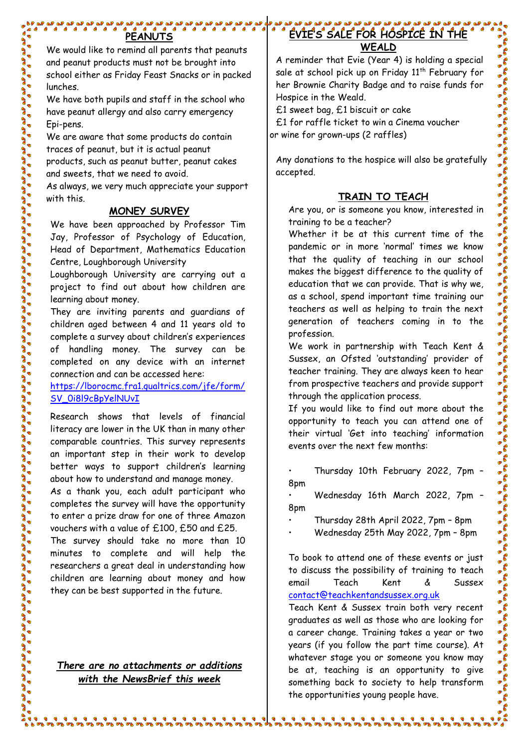## PEANUTS

We would like to remind all parents that peanuts and peanut products must not be brought into school either as Friday Feast Snacks or in packed lunches.

We have both pupils and staff in the school who have peanut allergy and also carry emergency Epi-pens.

We are aware that some products do contain traces of peanut, but it is actual peanut products, such as peanut butter, peanut cakes and sweets, that we need to avoid.

As always, we very much appreciate your support with this.

## MONEY SURVEY

We have been approached by Professor Tim Jay, Professor of Psychology of Education, Head of Department, Mathematics Education Centre, Loughborough University

Loughborough University are carrying out a project to find out about how children are learning about money.

They are inviting parents and guardians of children aged between 4 and 11 years old to complete a survey about children's experiences of handling money. The survey can be completed on any device with an internet connection and can be accessed here:
https://lborocmc.fra1.qualtrics.com/jfe/form/SV_0i8l9cBpYelNUvI

Research shows that levels of financial literacy are lower in the UK than in many other comparable countries. This survey represents an important step in their work to develop better ways to support children's learning about how to understand and manage money.

As a thank you, each adult participant who completes the survey will have the opportunity to enter a prize draw for one of three Amazon vouchers with a value of £100, £50 and £25.

The survey should take no more than 10 minutes to complete and will help the researchers a great deal in understanding how children are learning about money and how they can be best supported in the future.

***There are no attachments or additions with the NewsBrief this week***

## EVIE'S SALE FOR HOSPICE IN THE WEALD

A reminder that Evie (Year 4) is holding a special sale at school pick up on Friday 11th February for her Brownie Charity Badge and to raise funds for Hospice in the Weald.

£1 sweet bag, £1 biscuit or cake

£1 for raffle ticket to win a Cinema voucher or wine for grown-ups (2 raffles)

Any donations to the hospice will also be gratefully accepted.

## TRAIN TO TEACH

Are you, or is someone you know, interested in training to be a teacher?

Whether it be at this current time of the pandemic or in more 'normal' times we know that the quality of teaching in our school makes the biggest difference to the quality of education that we can provide. That is why we, as a school, spend important time training our teachers as well as helping to train the next generation of teachers coming in to the profession.

We work in partnership with Teach Kent & Sussex, an Ofsted 'outstanding' provider of teacher training. They are always keen to hear from prospective teachers and provide support through the application process.

If you would like to find out more about the opportunity to teach you can attend one of their virtual 'Get into teaching' information events over the next few months:

- Thursday 10th February 2022, 7pm – 8pm
- Wednesday 16th March 2022, 7pm – 8pm
- Thursday 28th April 2022, 7pm – 8pm
- Wednesday 25th May 2022, 7pm – 8pm

To book to attend one of these events or just to discuss the possibility of training to teach email Teach Kent & Sussex contact@teachkentandsussex.org.uk

Teach Kent & Sussex train both very recent graduates as well as those who are looking for a career change. Training takes a year or two years (if you follow the part time course). At whatever stage you or someone you know may be at, teaching is an opportunity to give something back to society to help transform the opportunities young people have.